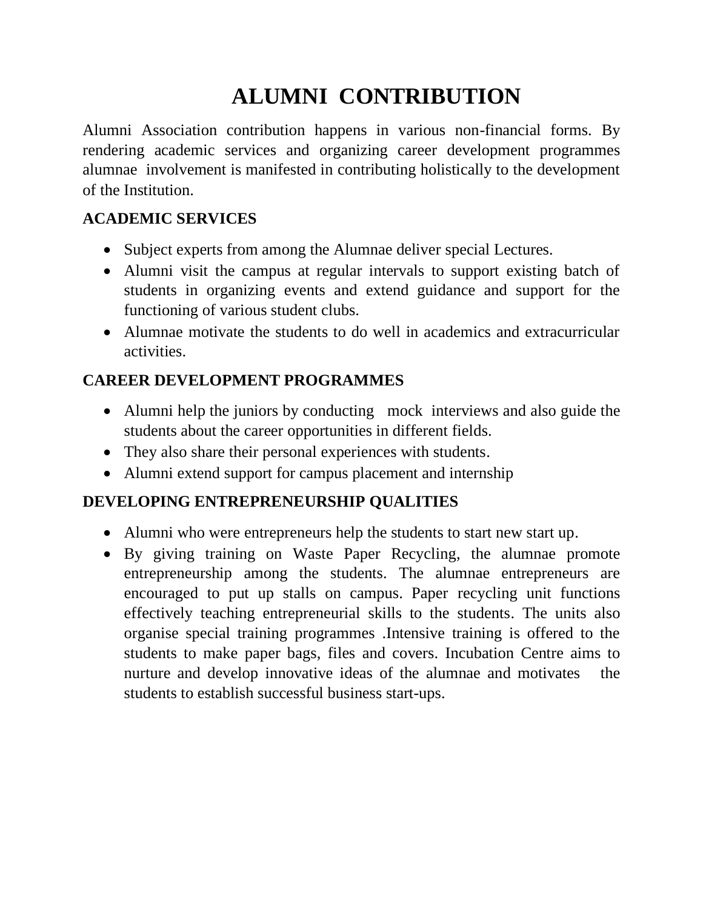# ALUMNI CONTRIBUTION

Alumni Association contribution happens in various non-financial forms. By rendering academic services and organizing career development programmes alumnae involvement is manifested in contributing holistically to the development of the Institution.

## ACADEMIC SERVICES

- Subject experts from among the Alumnae deliver special Lectures.
- Alumni visit the campus at regular intervals to support existing batch of students in organizing events and extend guidance and support for the functioning of various student clubs.
- Alumnae motivate the students to do well in academics and extracurricular activities.

## CAREER DEVELOPMENT PROGRAMMES

- Alumni help the juniors by conducting mock interviews and also guide the students about the career opportunities in different fields.
- They also share their personal experiences with students.
- Alumni extend support for campus placement and internship

## DEVELOPING ENTREPRENEURSHIP QUALITIES

- Alumni who were entrepreneurs help the students to start new start up.
- By giving training on Waste Paper Recycling, the alumnae promote entrepreneurship among the students. The alumnae entrepreneurs are encouraged to put up stalls on campus. Paper recycling unit functions effectively teaching entrepreneurial skills to the students. The units also organise special training programmes .Intensive training is offered to the students to make paper bags, files and covers. Incubation Centre aims to nurture and develop innovative ideas of the alumnae and motivates the students to establish successful business start-ups.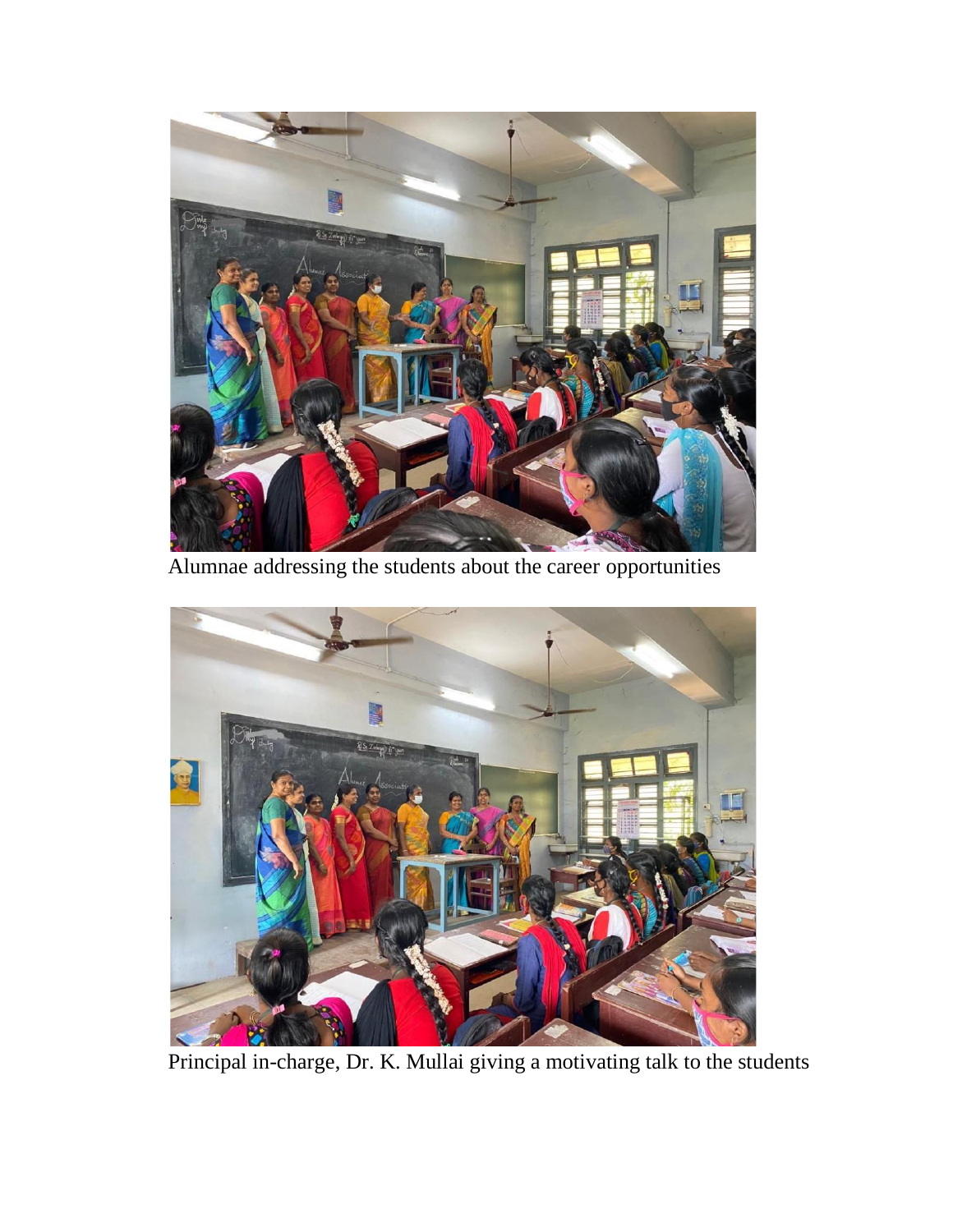Alumnae addressing the students about the career opportunities

Principal in-charge, Dr. K. Mullai giving a motivating talk to the students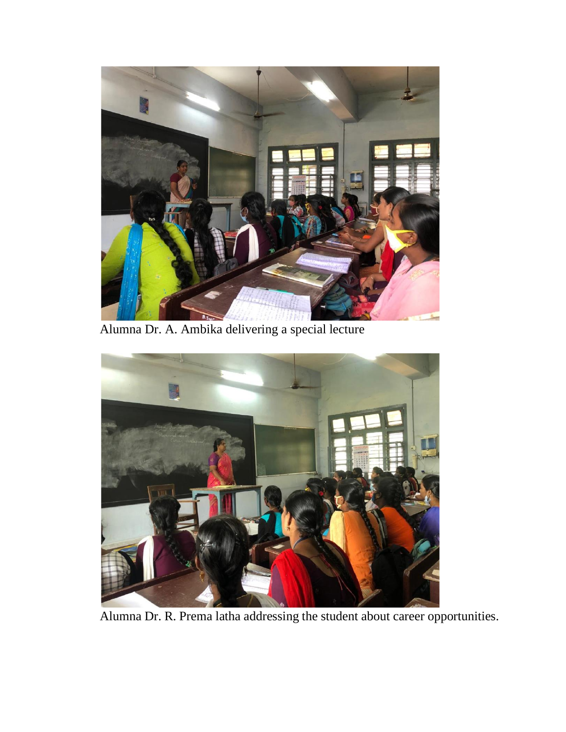Alumna Dr. A. Ambika delivering a special lecture

Alumna Dr. R. Prema latha addressing the student about career opportunities.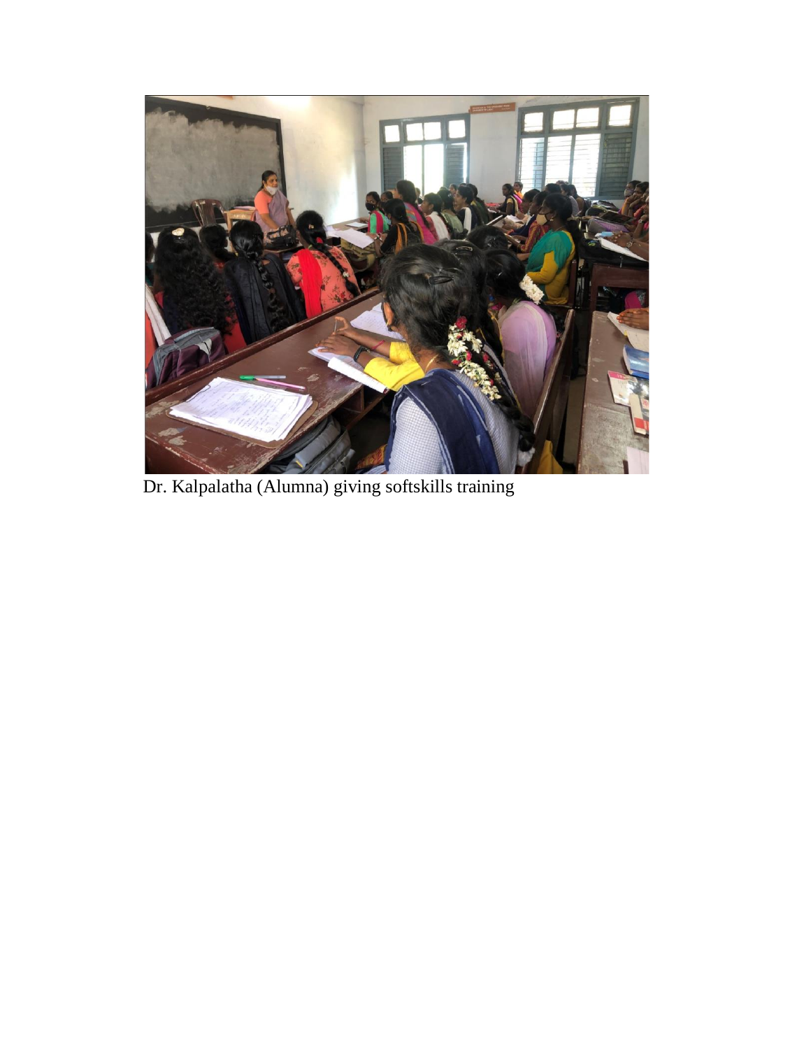Dr. Kalpalatha (Alumna) giving softskills training